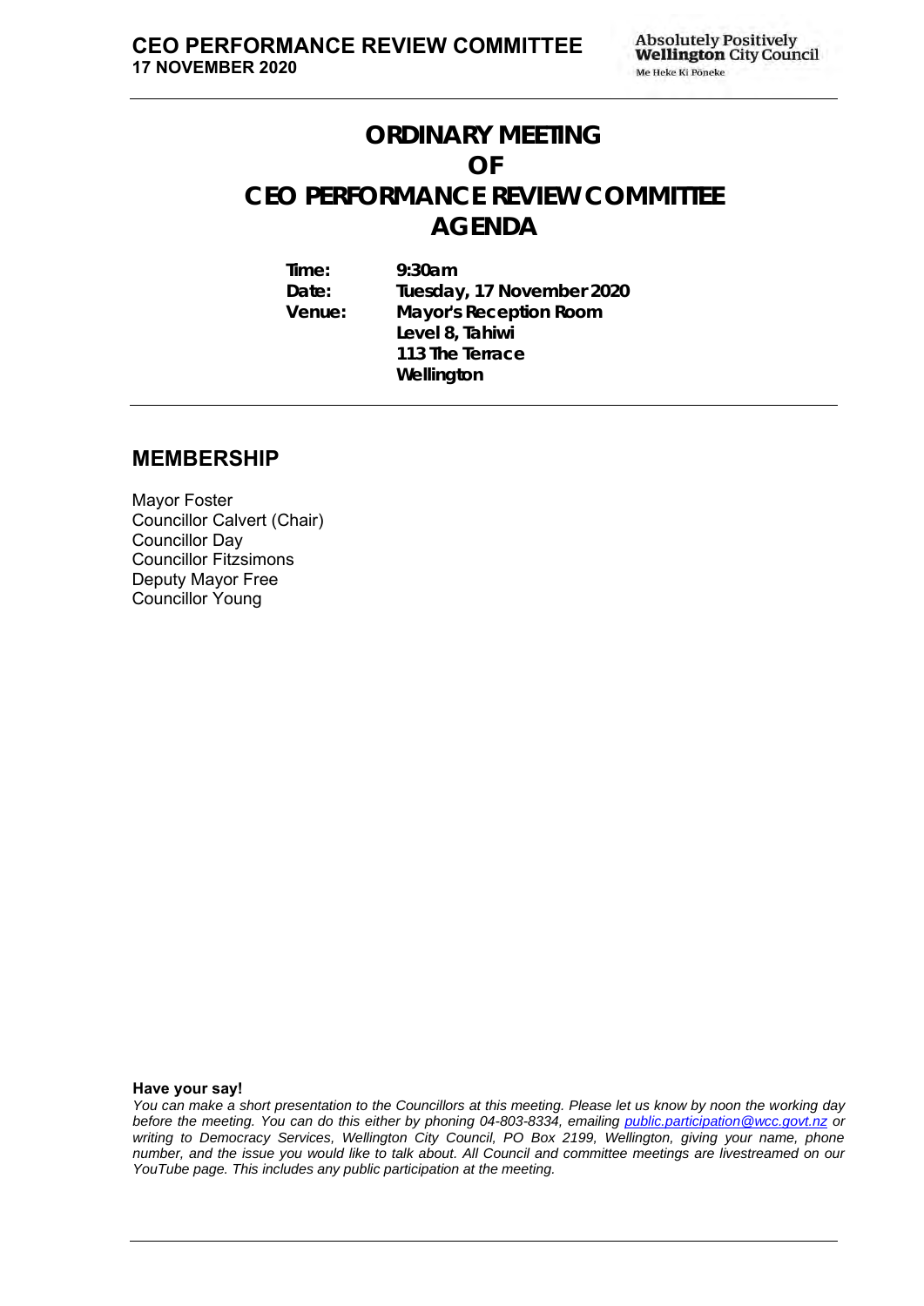# ORDINARY MEETING
# OF
# CEO PERFORMANCE REVIEW COMMITTEE
# AGENDA

| | |
|---|---|
| **Time:** | **9:30am** |
| **Date:** | **Tuesday, 17 November 2020** |
| **Venue:** | **Mayor's Reception Room**<br>**Level 8, Tahiwi**<br>**113 The Terrace**<br>**Wellington** |

## MEMBERSHIP

Mayor Foster
Councillor Calvert (Chair)
Councillor Day
Councillor Fitzsimons
Deputy Mayor Free
Councillor Young

**Have your say!**

*You can make a short presentation to the Councillors at this meeting. Please let us know by noon the working day before the meeting. You can do this either by phoning 04-803-8334, emailing public.participation@wcc.govt.nz or writing to Democracy Services, Wellington City Council, PO Box 2199, Wellington, giving your name, phone number, and the issue you would like to talk about. All Council and committee meetings are livestreamed on our YouTube page. This includes any public participation at the meeting.*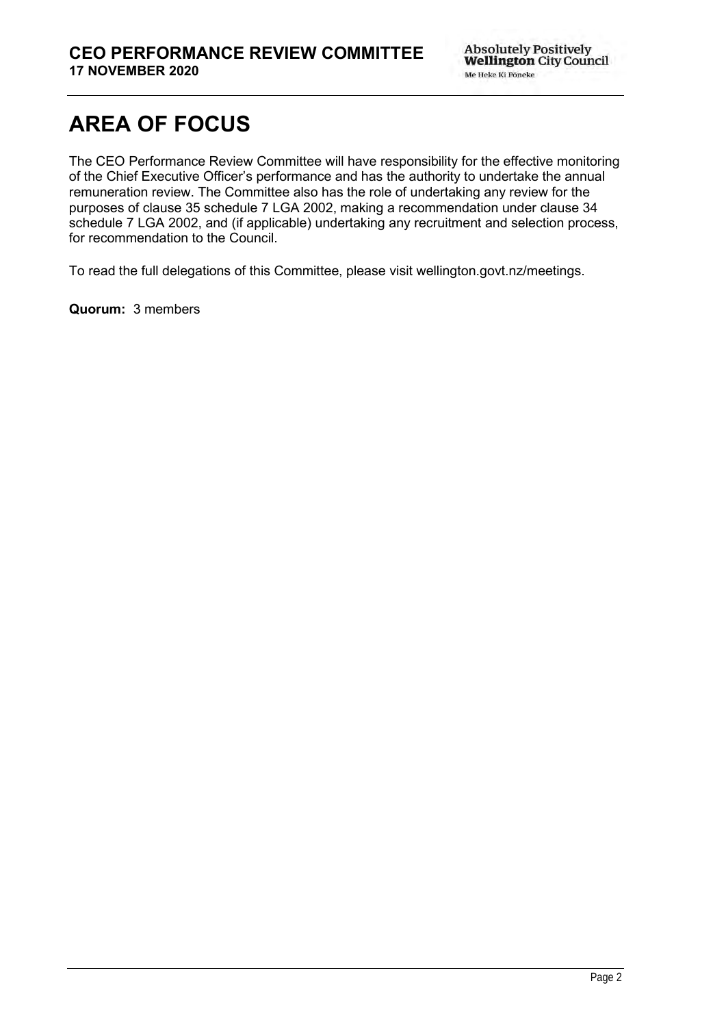# AREA OF FOCUS

The CEO Performance Review Committee will have responsibility for the effective monitoring of the Chief Executive Officer's performance and has the authority to undertake the annual remuneration review. The Committee also has the role of undertaking any review for the purposes of clause 35 schedule 7 LGA 2002, making a recommendation under clause 34 schedule 7 LGA 2002, and (if applicable) undertaking any recruitment and selection process, for recommendation to the Council.

To read the full delegations of this Committee, please visit wellington.govt.nz/meetings.

**Quorum:** 3 members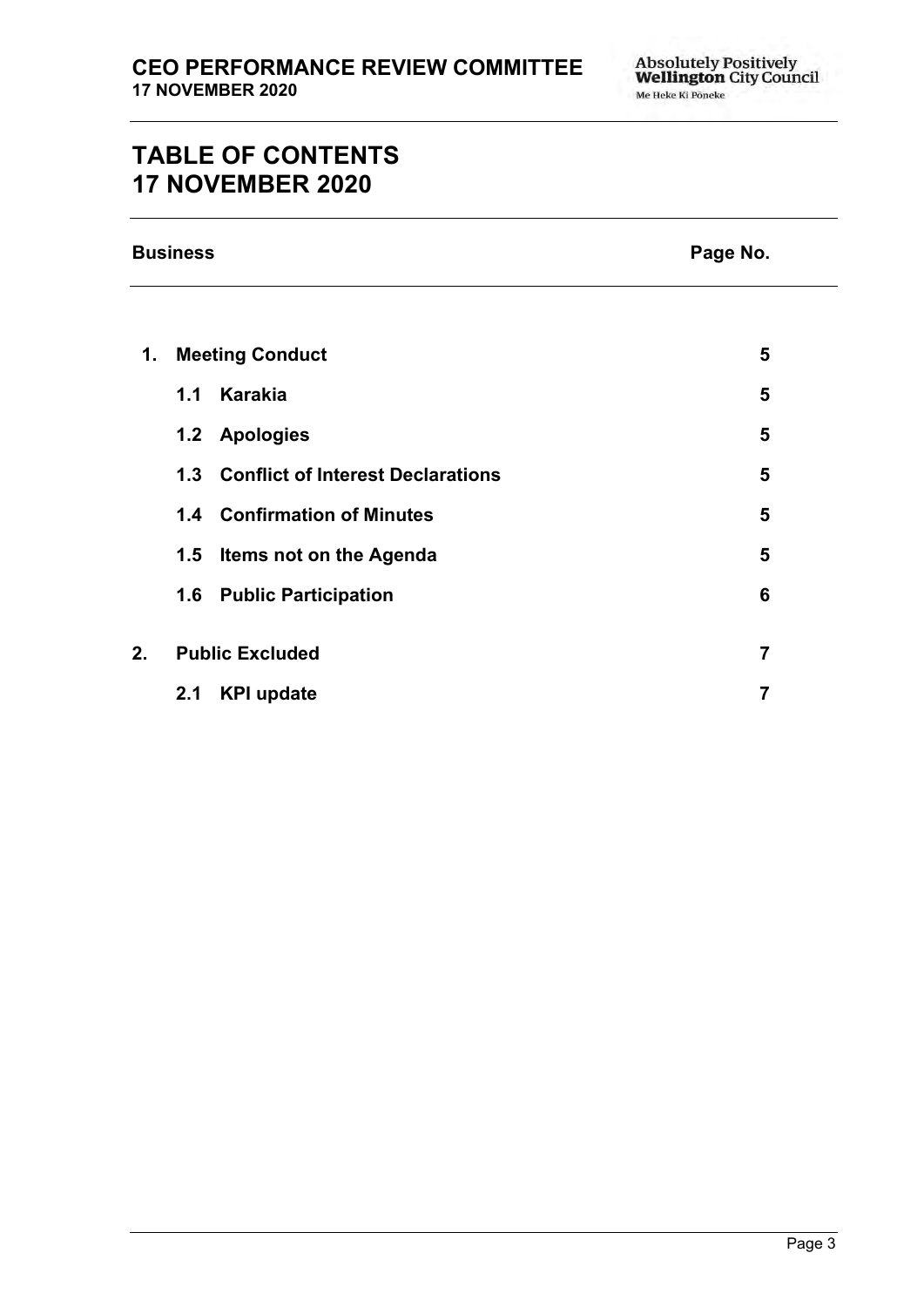# TABLE OF CONTENTS
# 17 NOVEMBER 2020

| Business | | Page No. |
|---|---|---|
| **1.** | **Meeting Conduct** | **5** |
| | **1.1 Karakia** | **5** |
| | **1.2 Apologies** | **5** |
| | **1.3 Conflict of Interest Declarations** | **5** |
| | **1.4 Confirmation of Minutes** | **5** |
| | **1.5 Items not on the Agenda** | **5** |
| | **1.6 Public Participation** | **6** |
| **2.** | **Public Excluded** | **7** |
| | **2.1 KPI update** | **7** |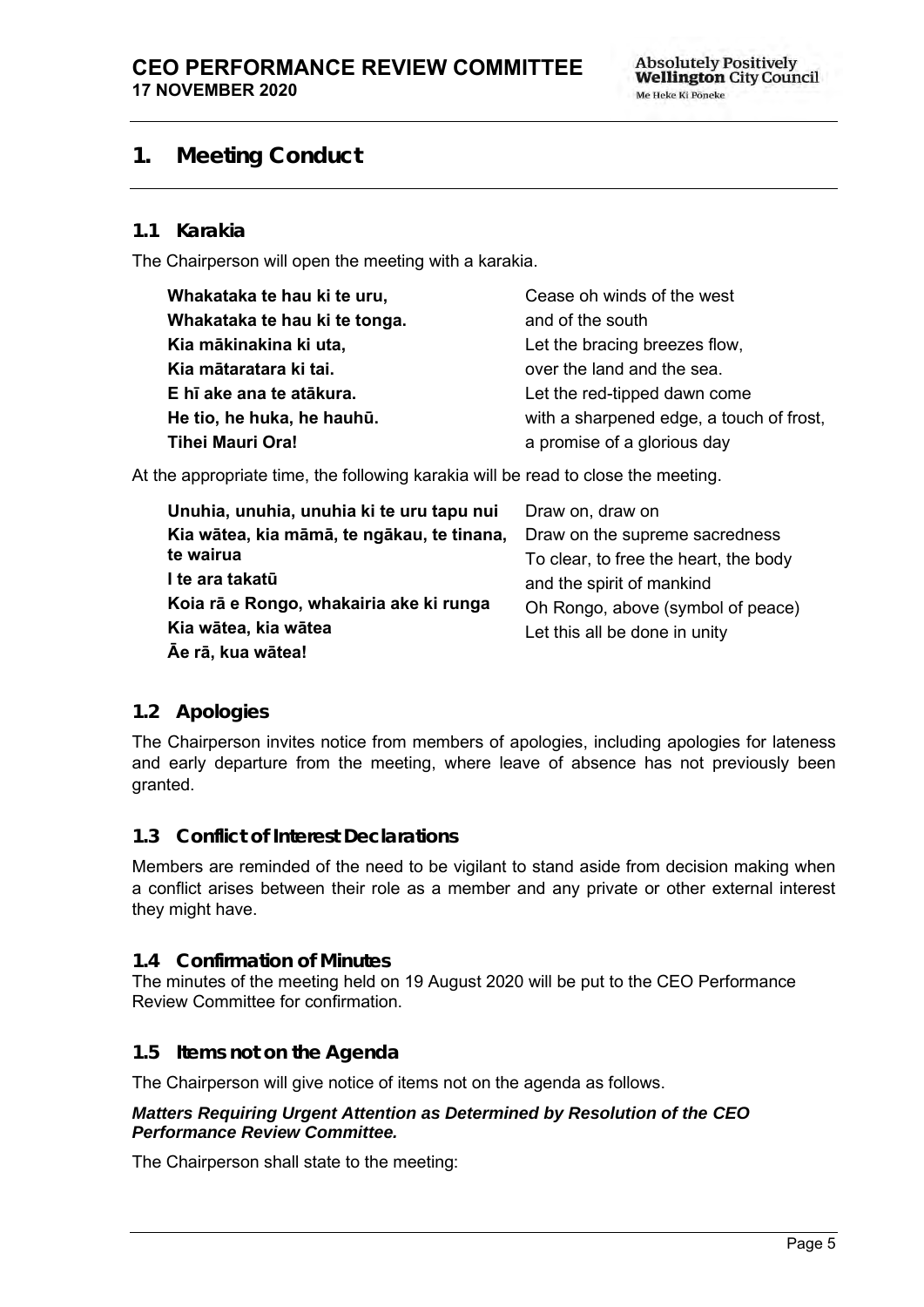# 1. Meeting Conduct

## 1.1 Karakia

The Chairperson will open the meeting with a karakia.

| | |
|---|---|
| **Whakataka te hau ki te uru,** | Cease oh winds of the west |
| **Whakataka te hau ki te tonga.** | and of the south |
| **Kia mākinakina ki uta,** | Let the bracing breezes flow, |
| **Kia mātaratara ki tai.** | over the land and the sea. |
| **E hī ake ana te atākura.** | Let the red-tipped dawn come |
| **He tio, he huka, he hauhū.** | with a sharpened edge, a touch of frost, |
| **Tihei Mauri Ora!** | a promise of a glorious day |

At the appropriate time, the following karakia will be read to close the meeting.

| | |
|---|---|
| **Unuhia, unuhia, unuhia ki te uru tapu nui** | Draw on, draw on |
| **Kia wātea, kia māmā, te ngākau, te tinana, te wairua** | Draw on the supreme sacredness |
| **I te ara takatū** | To clear, to free the heart, the body |
| **Koia rā e Rongo, whakairia ake ki runga** | and the spirit of mankind |
| **Kia wātea, kia wātea** | Oh Rongo, above (symbol of peace) |
| **Āe rā, kua wātea!** | Let this all be done in unity |

## 1.2 Apologies

The Chairperson invites notice from members of apologies, including apologies for lateness and early departure from the meeting, where leave of absence has not previously been granted.

## 1.3 Conflict of Interest Declarations

Members are reminded of the need to be vigilant to stand aside from decision making when a conflict arises between their role as a member and any private or other external interest they might have.

## 1.4 Confirmation of Minutes

The minutes of the meeting held on 19 August 2020 will be put to the CEO Performance Review Committee for confirmation.

## 1.5 Items not on the Agenda

The Chairperson will give notice of items not on the agenda as follows.

***Matters Requiring Urgent Attention as Determined by Resolution of the CEO Performance Review Committee.***

The Chairperson shall state to the meeting: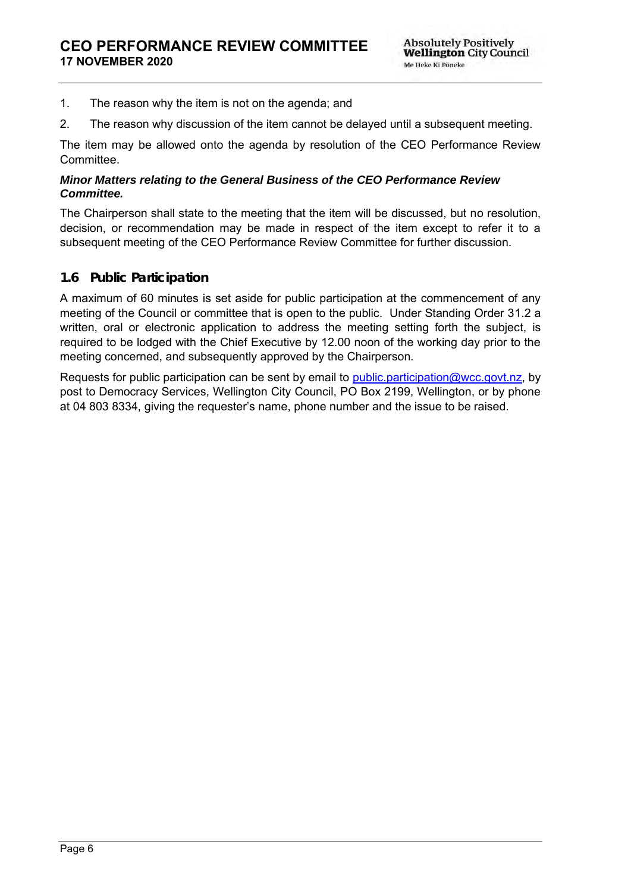1. The reason why the item is not on the agenda; and
2. The reason why discussion of the item cannot be delayed until a subsequent meeting.

The item may be allowed onto the agenda by resolution of the CEO Performance Review Committee.

***Minor Matters relating to the General Business of the CEO Performance Review Committee.***

The Chairperson shall state to the meeting that the item will be discussed, but no resolution, decision, or recommendation may be made in respect of the item except to refer it to a subsequent meeting of the CEO Performance Review Committee for further discussion.

## 1.6 Public Participation

A maximum of 60 minutes is set aside for public participation at the commencement of any meeting of the Council or committee that is open to the public. Under Standing Order 31.2 a written, oral or electronic application to address the meeting setting forth the subject, is required to be lodged with the Chief Executive by 12.00 noon of the working day prior to the meeting concerned, and subsequently approved by the Chairperson.

Requests for public participation can be sent by email to public.participation@wcc.govt.nz, by post to Democracy Services, Wellington City Council, PO Box 2199, Wellington, or by phone at 04 803 8334, giving the requester's name, phone number and the issue to be raised.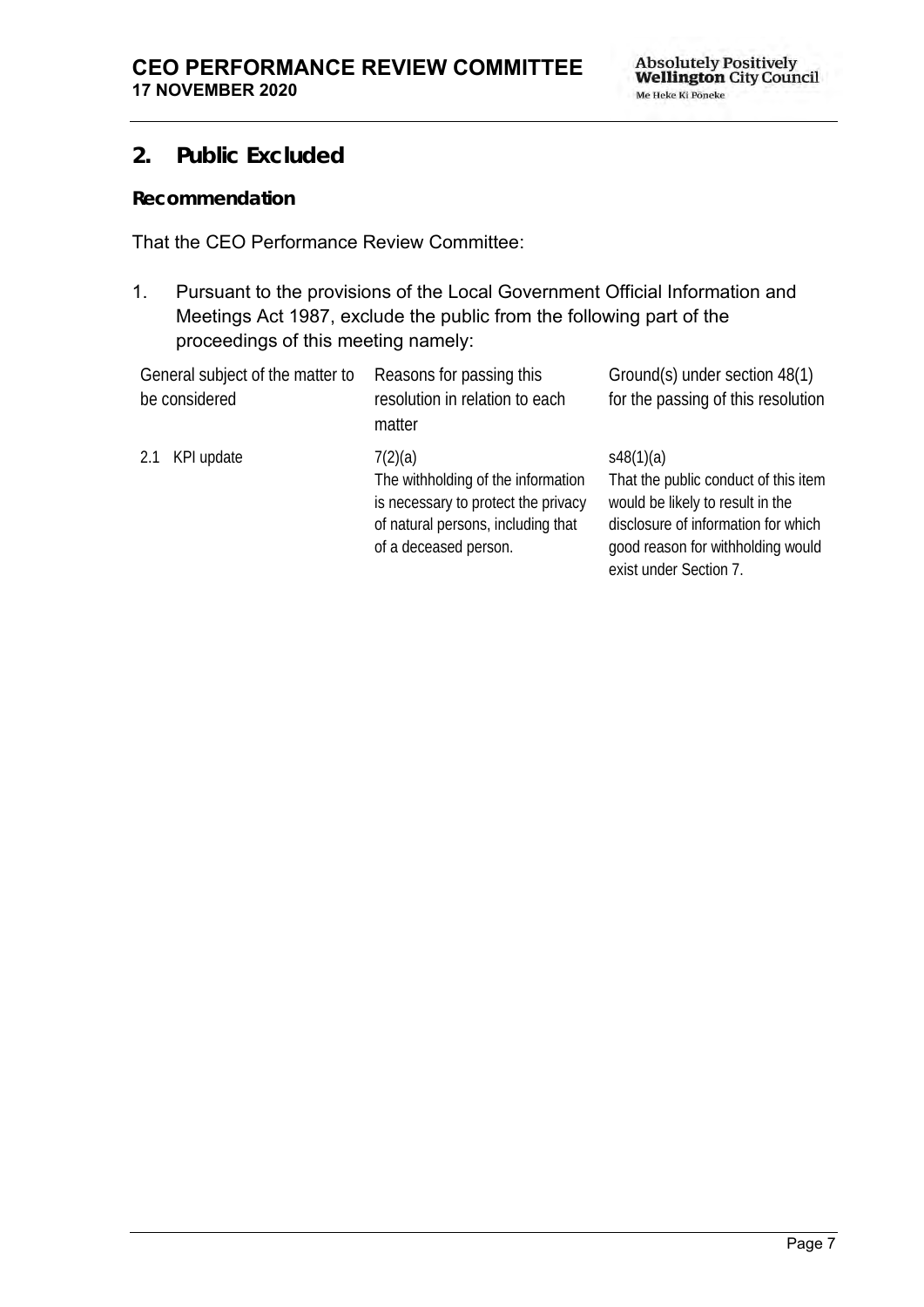## 2. Public Excluded

### Recommendation

That the CEO Performance Review Committee:

1. Pursuant to the provisions of the Local Government Official Information and Meetings Act 1987, exclude the public from the following part of the proceedings of this meeting namely:

| General subject of the matter to be considered | Reasons for passing this resolution in relation to each matter | Ground(s) under section 48(1) for the passing of this resolution |
|---|---|---|
| 2.1 KPI update | 7(2)(a) The withholding of the information is necessary to protect the privacy of natural persons, including that of a deceased person. | s48(1)(a) That the public conduct of this item would be likely to result in the disclosure of information for which good reason for withholding would exist under Section 7. |